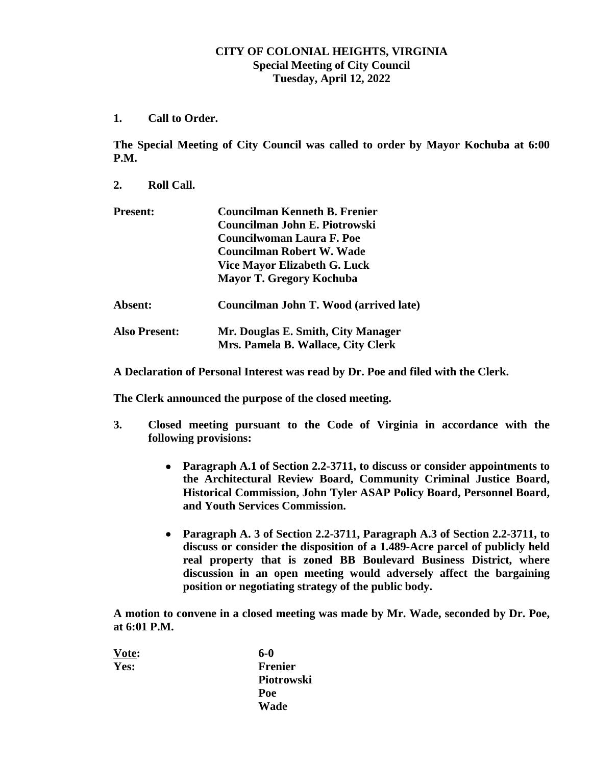# CITY OF COLONIAL HEIGHTS, VIRGINIA
## Special Meeting of City Council
## Tuesday, April 12, 2022

**1. Call to Order.**

**The Special Meeting of City Council was called to order by Mayor Kochuba at 6:00 P.M.**

**2. Roll Call.**

| | |
|---|---|
| **Present:** | **Councilman Kenneth B. Frenier** |
| | **Councilman John E. Piotrowski** |
| | **Councilwoman Laura F. Poe** |
| | **Councilman Robert W. Wade** |
| | **Vice Mayor Elizabeth G. Luck** |
| | **Mayor T. Gregory Kochuba** |
| **Absent:** | **Councilman John T. Wood (arrived late)** |
| **Also Present:** | **Mr. Douglas E. Smith, City Manager** |
| | **Mrs. Pamela B. Wallace, City Clerk** |

**A Declaration of Personal Interest was read by Dr. Poe and filed with the Clerk.**

**The Clerk announced the purpose of the closed meeting.**

**3. Closed meeting pursuant to the Code of Virginia in accordance with the following provisions:**

- **Paragraph A.1 of Section 2.2-3711, to discuss or consider appointments to the Architectural Review Board, Community Criminal Justice Board, Historical Commission, John Tyler ASAP Policy Board, Personnel Board, and Youth Services Commission.**
- **Paragraph A. 3 of Section 2.2-3711, Paragraph A.3 of Section 2.2-3711, to discuss or consider the disposition of a 1.489-Acre parcel of publicly held real property that is zoned BB Boulevard Business District, where discussion in an open meeting would adversely affect the bargaining position or negotiating strategy of the public body.**

**A motion to convene in a closed meeting was made by Mr. Wade, seconded by Dr. Poe, at 6:01 P.M.**

| | |
|---|---|
| **<u>Vote</u>:** | **6-0** |
| **Yes:** | **Frenier** |
| | **Piotrowski** |
| | **Poe** |
| | **Wade** |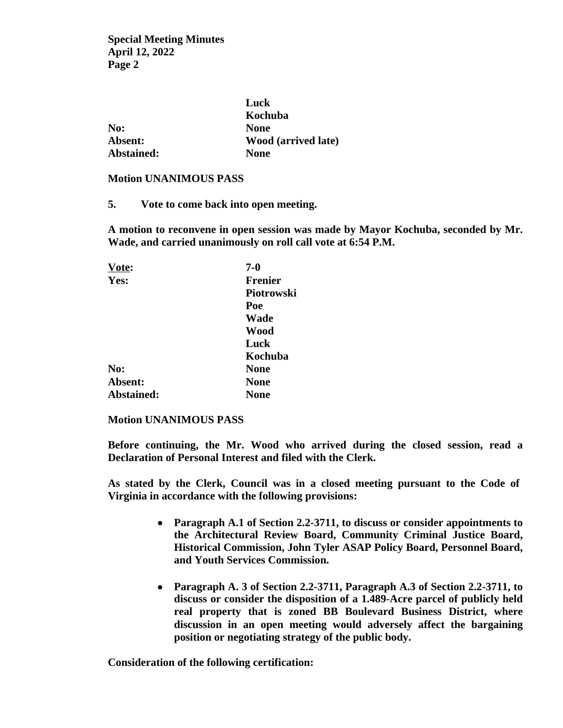| | |
|---|---|
| | **Luck** |
| | **Kochuba** |
| **No:** | **None** |
| **Absent:** | **Wood (arrived late)** |
| **Abstained:** | **None** |

**Motion UNANIMOUS PASS**

**5. Vote to come back into open meeting.**

**A motion to reconvene in open session was made by Mayor Kochuba, seconded by Mr. Wade, and carried unanimously on roll call vote at 6:54 P.M.**

| **Vote:** | **7-0** |
|---|---|
| **Yes:** | **Frenier** |
| | **Piotrowski** |
| | **Poe** |
| | **Wade** |
| | **Wood** |
| | **Luck** |
| | **Kochuba** |
| **No:** | **None** |
| **Absent:** | **None** |
| **Abstained:** | **None** |

**Motion UNANIMOUS PASS**

**Before continuing, the Mr. Wood who arrived during the closed session, read a Declaration of Personal Interest and filed with the Clerk.**

**As stated by the Clerk, Council was in a closed meeting pursuant to the Code of Virginia in accordance with the following provisions:**

- **Paragraph A.1 of Section 2.2-3711, to discuss or consider appointments to the Architectural Review Board, Community Criminal Justice Board, Historical Commission, John Tyler ASAP Policy Board, Personnel Board, and Youth Services Commission.**
- **Paragraph A. 3 of Section 2.2-3711, Paragraph A.3 of Section 2.2-3711, to discuss or consider the disposition of a 1.489-Acre parcel of publicly held real property that is zoned BB Boulevard Business District, where discussion in an open meeting would adversely affect the bargaining position or negotiating strategy of the public body.**

**Consideration of the following certification:**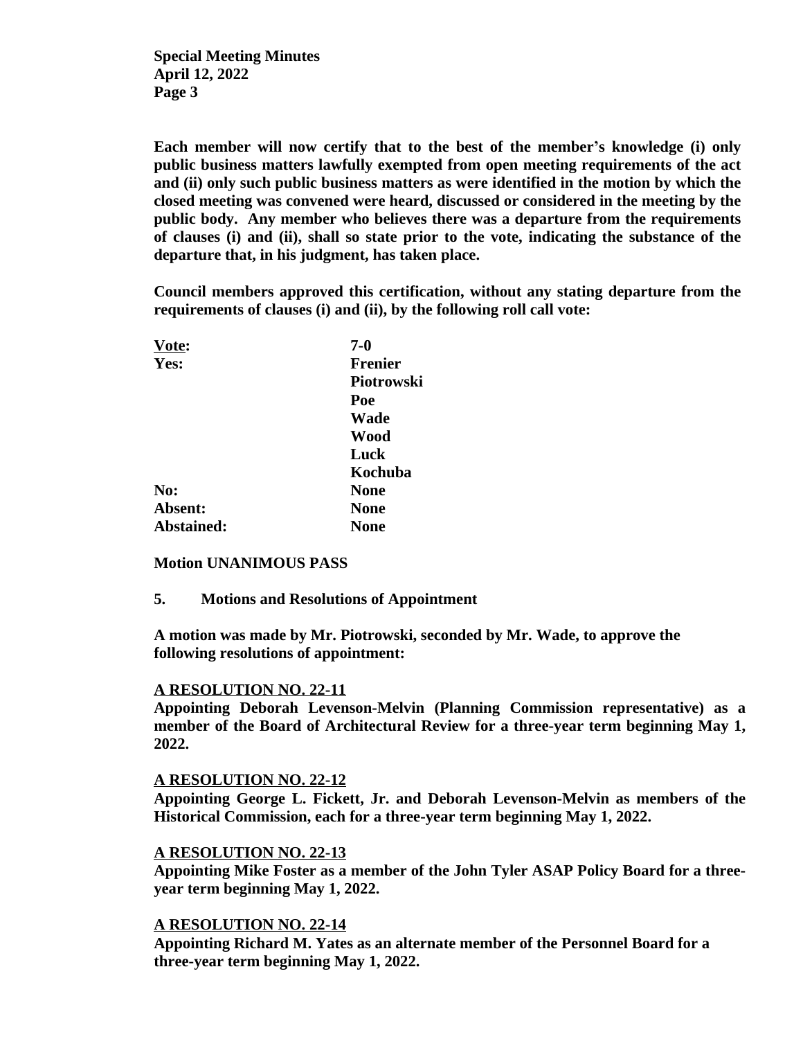**Each member will now certify that to the best of the member's knowledge (i) only public business matters lawfully exempted from open meeting requirements of the act and (ii) only such public business matters as were identified in the motion by which the closed meeting was convened were heard, discussed or considered in the meeting by the public body. Any member who believes there was a departure from the requirements of clauses (i) and (ii), shall so state prior to the vote, indicating the substance of the departure that, in his judgment, has taken place.**

**Council members approved this certification, without any stating departure from the requirements of clauses (i) and (ii), by the following roll call vote:**

| **Vote:** | **7-0** |
|---|---|
| **Yes:** | **Frenier** |
| | **Piotrowski** |
| | **Poe** |
| | **Wade** |
| | **Wood** |
| | **Luck** |
| | **Kochuba** |
| **No:** | **None** |
| **Absent:** | **None** |
| **Abstained:** | **None** |

**Motion UNANIMOUS PASS**

**5. Motions and Resolutions of Appointment**

**A motion was made by Mr. Piotrowski, seconded by Mr. Wade, to approve the following resolutions of appointment:**

**A RESOLUTION NO. 22-11**
**Appointing Deborah Levenson-Melvin (Planning Commission representative) as a member of the Board of Architectural Review for a three-year term beginning May 1, 2022.**

**A RESOLUTION NO. 22-12**
**Appointing George L. Fickett, Jr. and Deborah Levenson-Melvin as members of the Historical Commission, each for a three-year term beginning May 1, 2022.**

**A RESOLUTION NO. 22-13**
**Appointing Mike Foster as a member of the John Tyler ASAP Policy Board for a three-year term beginning May 1, 2022.**

**A RESOLUTION NO. 22-14**
**Appointing Richard M. Yates as an alternate member of the Personnel Board for a three-year term beginning May 1, 2022.**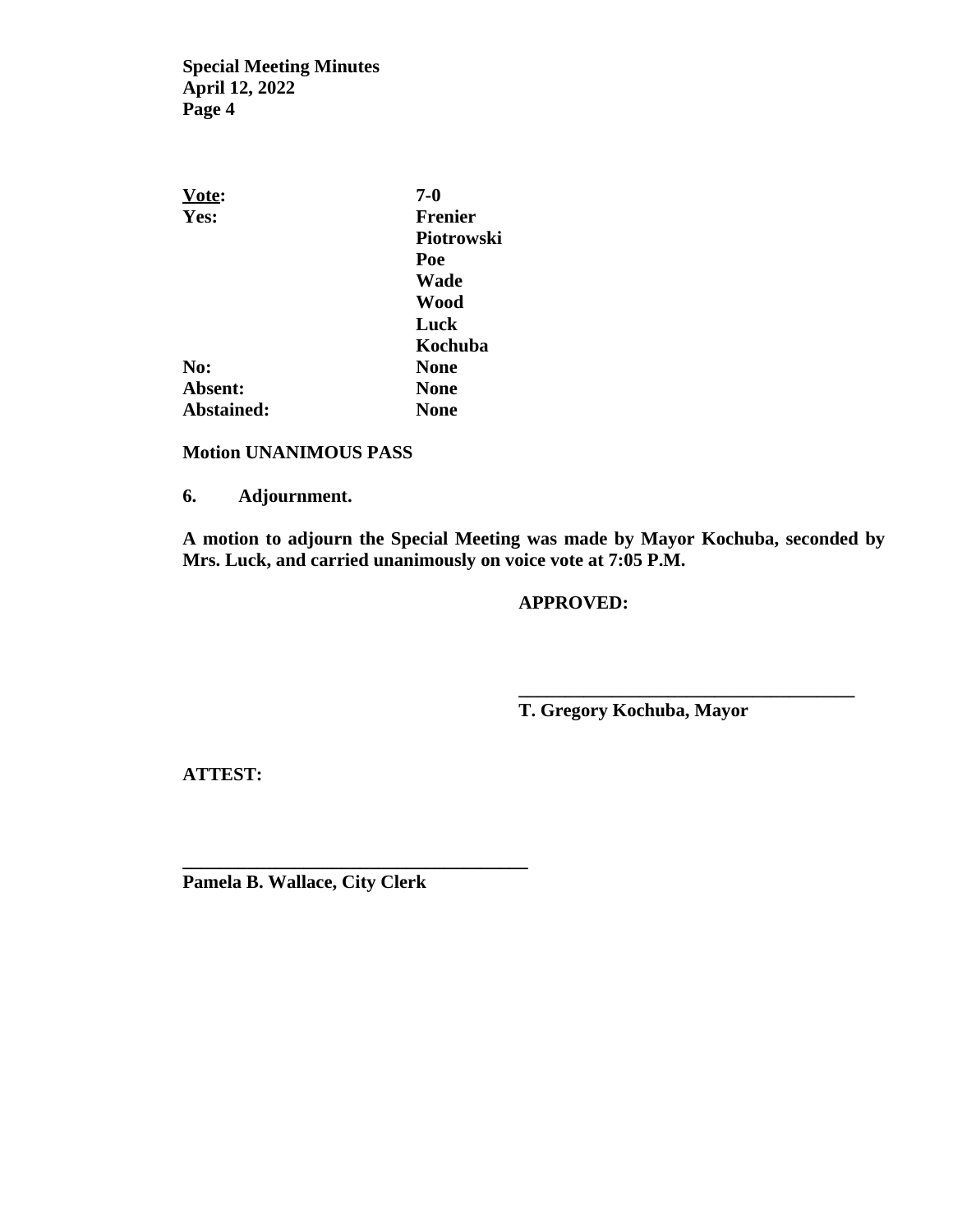| | |
|---|---|
| **<u>Vote</u>:** | **7-0** |
| **Yes:** | **Frenier** |
| | **Piotrowski** |
| | **Poe** |
| | **Wade** |
| | **Wood** |
| | **Luck** |
| | **Kochuba** |
| **No:** | **None** |
| **Absent:** | **None** |
| **Abstained:** | **None** |

**Motion UNANIMOUS PASS**

**6. Adjournment.**

**A motion to adjourn the Special Meeting was made by Mayor Kochuba, seconded by Mrs. Luck, and carried unanimously on voice vote at 7:05 P.M.**

**APPROVED:**

**______________________________________**
**T. Gregory Kochuba, Mayor**

**ATTEST:**

**______________________________________**
**Pamela B. Wallace, City Clerk**